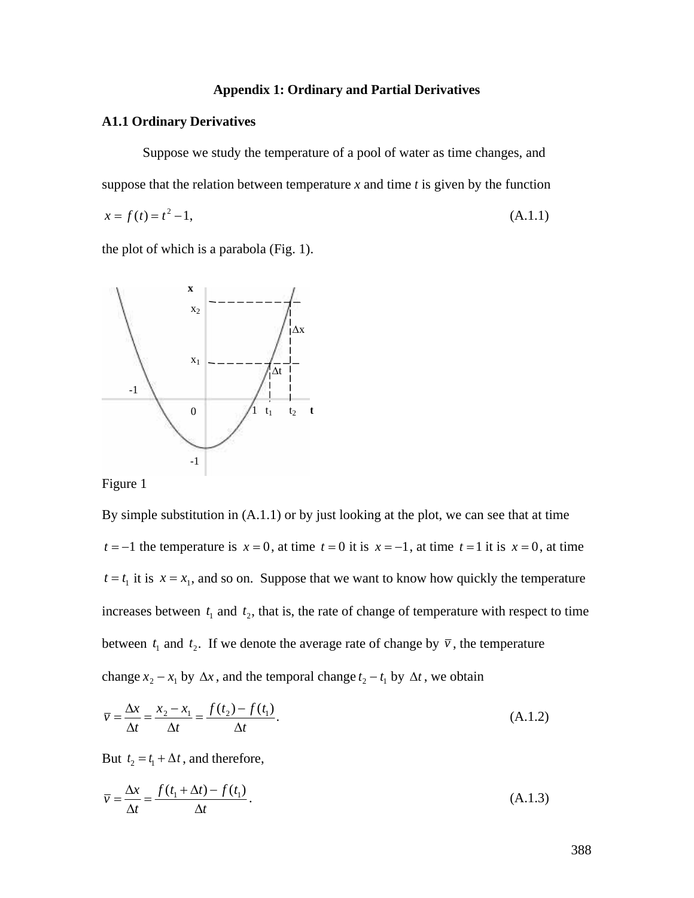# Appendix 1: Ordinary and Partial Derivatives

## A1.1 Ordinary Derivatives

Suppose we study the temperature of a pool of water as time changes, and suppose that the relation between temperature *x* and time *t* is given by the function

$$x = f(t) = t^2 - 1, \tag{A.1.1}$$

the plot of which is a parabola (Fig. 1).

Figure 1

By simple substitution in (A.1.1) or by just looking at the plot, we can see that at time $t = -1$ the temperature is $x = 0$, at time $t = 0$ it is $x = -1$, at time $t = 1$ it is $x = 0$, at time $t = t_1$ it is $x = x_1$, and so on. Suppose that we want to know how quickly the temperature increases between $t_1$ and $t_2$, that is, the rate of change of temperature with respect to time between $t_1$ and $t_2$. If we denote the average rate of change by $\bar{v}$, the temperature change $x_2 - x_1$ by $\Delta x$, and the temporal change $t_2 - t_1$ by $\Delta t$, we obtain

$$\bar{v} = \frac{\Delta x}{\Delta t} = \frac{x_2 - x_1}{\Delta t} = \frac{f(t_2) - f(t_1)}{\Delta t}. \tag{A.1.2}$$

But $t_2 = t_1 + \Delta t$, and therefore,

$$\bar{v} = \frac{\Delta x}{\Delta t} = \frac{f(t_1 + \Delta t) - f(t_1)}{\Delta t}. \tag{A.1.3}$$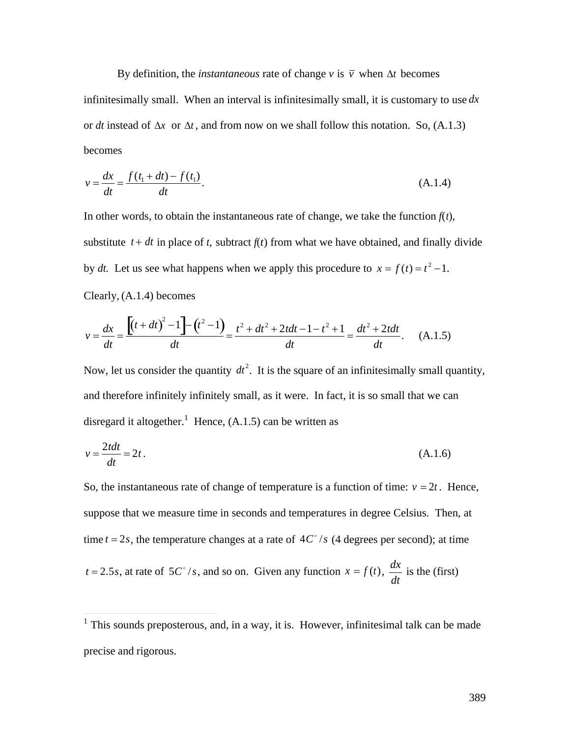By definition, the *instantaneous* rate of change $v$ is $\bar{v}$ when $\Delta t$ becomes infinitesimally small. When an interval is infinitesimally small, it is customary to use $dx$ or $dt$ instead of $\Delta x$ or $\Delta t$, and from now on we shall follow this notation. So, (A.1.3) becomes

$$v = \frac{dx}{dt} = \frac{f(t_1 + dt) - f(t_1)}{dt}. \tag{A.1.4}$$

In other words, to obtain the instantaneous rate of change, we take the function $f(t)$, substitute $t + dt$ in place of $t$, subtract $f(t)$ from what we have obtained, and finally divide by $dt$. Let us see what happens when we apply this procedure to $x = f(t) = t^2 - 1$. Clearly, (A.1.4) becomes

$$v = \frac{dx}{dt} = \frac{\left[(t + dt)^2 - 1\right] - \left(t^2 - 1\right)}{dt} = \frac{t^2 + dt^2 + 2tdt - 1 - t^2 + 1}{dt} = \frac{dt^2 + 2tdt}{dt}. \tag{A.1.5}$$

Now, let us consider the quantity $dt^2$. It is the square of an infinitesimally small quantity, and therefore infinitely infinitely small, as it were. In fact, it is so small that we can disregard it altogether.[1] Hence, (A.1.5) can be written as

$$v = \frac{2tdt}{dt} = 2t. \tag{A.1.6}$$

So, the instantaneous rate of change of temperature is a function of time: $v = 2t$. Hence, suppose that we measure time in seconds and temperatures in degree Celsius. Then, at time $t = 2s$, the temperature changes at a rate of $4C^\circ/s$ (4 degrees per second); at time $t = 2.5s$, at rate of $5C^\circ/s$, and so on. Given any function $x = f(t)$, $\frac{dx}{dt}$ is the (first)

[1] This sounds preposterous, and, in a way, it is. However, infinitesimal talk can be made precise and rigorous.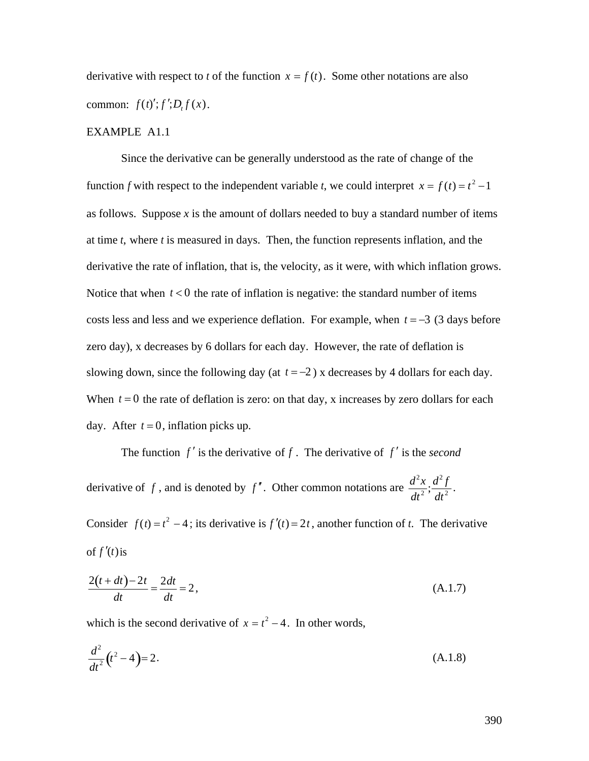derivative with respect to *t* of the function $x = f(t)$. Some other notations are also common: $f(t)'; f'; D_t f(x)$.

EXAMPLE A1.1

Since the derivative can be generally understood as the rate of change of the function *f* with respect to the independent variable *t*, we could interpret $x = f(t) = t^2 - 1$ as follows. Suppose *x* is the amount of dollars needed to buy a standard number of items at time *t*, where *t* is measured in days. Then, the function represents inflation, and the derivative the rate of inflation, that is, the velocity, as it were, with which inflation grows. Notice that when $t < 0$ the rate of inflation is negative: the standard number of items costs less and less and we experience deflation. For example, when $t = -3$ (3 days before zero day), x decreases by 6 dollars for each day. However, the rate of deflation is slowing down, since the following day (at $t = -2$) x decreases by 4 dollars for each day. When $t = 0$ the rate of deflation is zero: on that day, x increases by zero dollars for each day. After $t = 0$, inflation picks up.

The function $f'$ is the derivative of $f$. The derivative of $f'$ is the *second* derivative of $f$, and is denoted by $f''$. Other common notations are $\frac{d^2x}{dt^2}; \frac{d^2 f}{dt^2}$.

Consider $f(t) = t^2 - 4$; its derivative is $f'(t) = 2t$, another function of *t*. The derivative of $f'(t)$ is

$$\frac{2(t + dt) - 2t}{dt} = \frac{2dt}{dt} = 2, \tag{A.1.7}$$

which is the second derivative of $x = t^2 - 4$. In other words,

$$\frac{d^2}{dt^2}(t^2 - 4) = 2. \tag{A.1.8}$$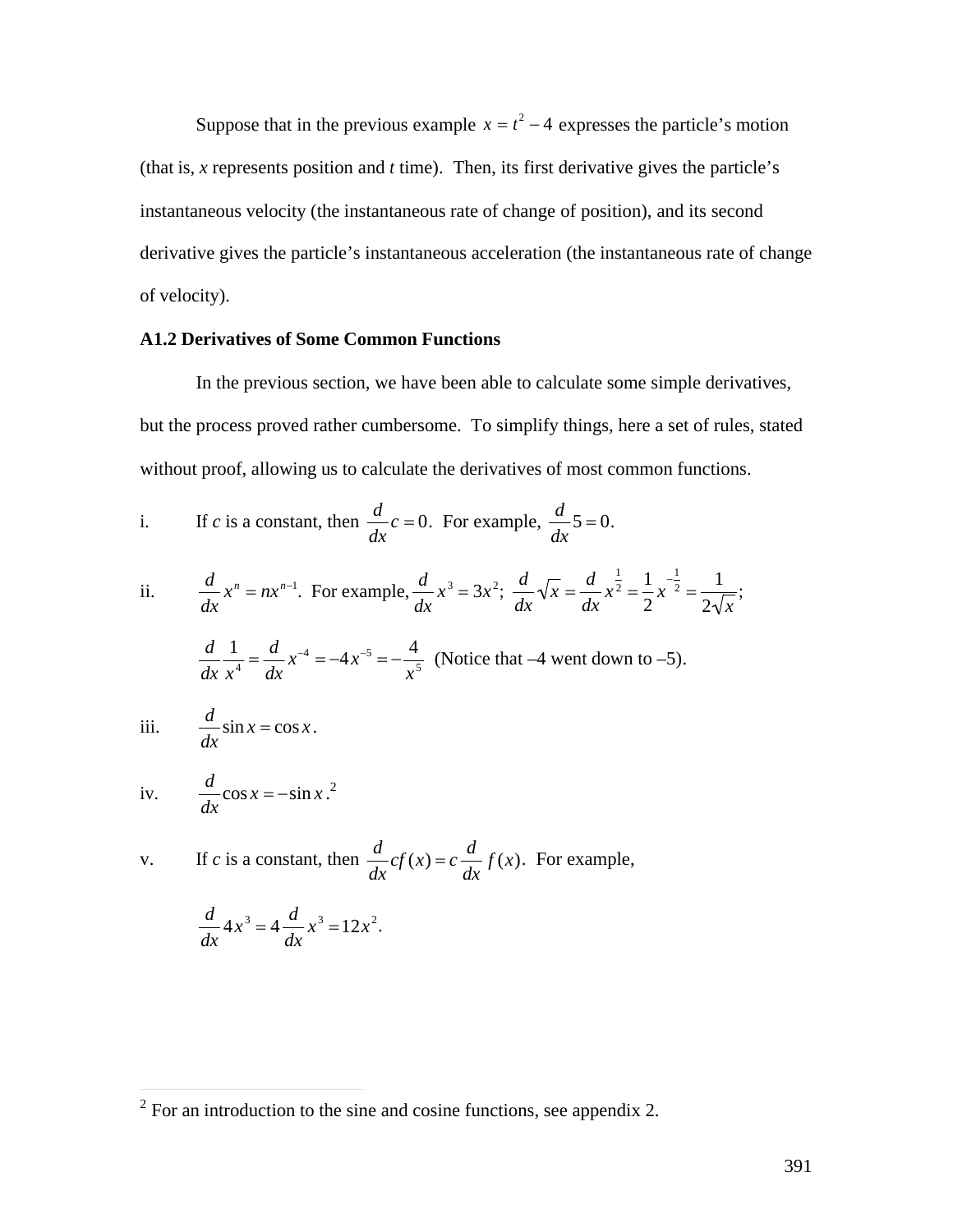Suppose that in the previous example $x = t^2 - 4$ expresses the particle's motion (that is, *x* represents position and *t* time). Then, its first derivative gives the particle's instantaneous velocity (the instantaneous rate of change of position), and its second derivative gives the particle's instantaneous acceleration (the instantaneous rate of change of velocity).

**A1.2 Derivatives of Some Common Functions**

In the previous section, we have been able to calculate some simple derivatives, but the process proved rather cumbersome. To simplify things, here a set of rules, stated without proof, allowing us to calculate the derivatives of most common functions.

i. If *c* is a constant, then $\frac{d}{dx}c = 0$. For example, $\frac{d}{dx}5 = 0$.

ii. $\frac{d}{dx}x^n = nx^{n-1}$. For example, $\frac{d}{dx}x^3 = 3x^2$; $\frac{d}{dx}\sqrt{x} = \frac{d}{dx}x^{\frac{1}{2}} = \frac{1}{2}x^{-\frac{1}{2}} = \frac{1}{2\sqrt{x}}$;

$\frac{d}{dx}\frac{1}{x^4} = \frac{d}{dx}x^{-4} = -4x^{-5} = -\frac{4}{x^5}$ (Notice that –4 went down to –5).

iii. $\frac{d}{dx}\sin x = \cos x$.

iv. $\frac{d}{dx}\cos x = -\sin x$.[2]

v. If *c* is a constant, then $\frac{d}{dx}cf(x) = c\frac{d}{dx}f(x)$. For example,

$\frac{d}{dx}4x^3 = 4\frac{d}{dx}x^3 = 12x^2$.

[2] For an introduction to the sine and cosine functions, see appendix 2.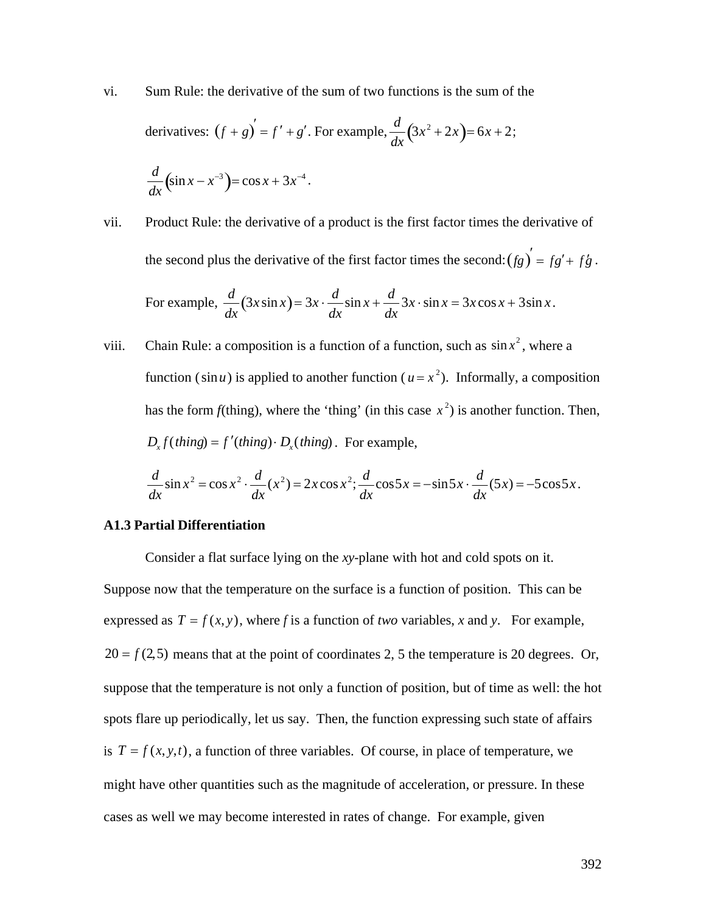vi. Sum Rule: the derivative of the sum of two functions is the sum of the derivatives: $(f+g)' = f' + g'$. For example, $\frac{d}{dx}\left(3x^2 + 2x\right) = 6x + 2$; $\frac{d}{dx}\left(\sin x - x^{-3}\right) = \cos x + 3x^{-4}$.

vii. Product Rule: the derivative of a product is the first factor times the derivative of the second plus the derivative of the first factor times the second: $(fg)' = fg' + f'g$. For example, $\frac{d}{dx}(3x\sin x) = 3x \cdot \frac{d}{dx}\sin x + \frac{d}{dx}3x \cdot \sin x = 3x\cos x + 3\sin x$.

viii. Chain Rule: a composition is a function of a function, such as $\sin x^2$, where a function ($\sin u$) is applied to another function ($u = x^2$). Informally, a composition has the form *f*(thing), where the 'thing' (in this case $x^2$) is another function. Then, $D_x f(thing) = f'(thing) \cdot D_x(thing)$. For example, $\frac{d}{dx}\sin x^2 = \cos x^2 \cdot \frac{d}{dx}(x^2) = 2x\cos x^2$; $\frac{d}{dx}\cos 5x = -\sin 5x \cdot \frac{d}{dx}(5x) = -5\cos 5x$.

### A1.3 Partial Differentiation

Consider a flat surface lying on the *xy*-plane with hot and cold spots on it. Suppose now that the temperature on the surface is a function of position. This can be expressed as $T = f(x, y)$, where *f* is a function of *two* variables, *x* and *y*. For example, $20 = f(2,5)$ means that at the point of coordinates 2, 5 the temperature is 20 degrees. Or, suppose that the temperature is not only a function of position, but of time as well: the hot spots flare up periodically, let us say. Then, the function expressing such state of affairs is $T = f(x, y, t)$, a function of three variables. Of course, in place of temperature, we might have other quantities such as the magnitude of acceleration, or pressure. In these cases as well we may become interested in rates of change. For example, given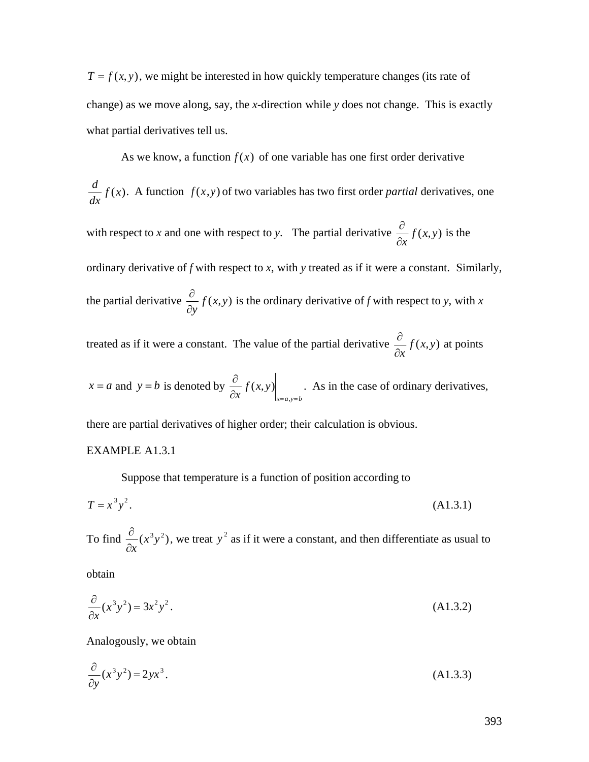$T = f(x, y)$, we might be interested in how quickly temperature changes (its rate of change) as we move along, say, the *x*-direction while *y* does not change. This is exactly what partial derivatives tell us.

As we know, a function $f(x)$ of one variable has one first order derivative $\frac{d}{dx} f(x)$. A function $f(x, y)$ of two variables has two first order *partial* derivatives, one with respect to *x* and one with respect to *y*. The partial derivative $\frac{\partial}{\partial x} f(x, y)$ is the ordinary derivative of *f* with respect to *x*, with *y* treated as if it were a constant. Similarly, the partial derivative $\frac{\partial}{\partial y} f(x, y)$ is the ordinary derivative of *f* with respect to *y*, with *x* treated as if it were a constant. The value of the partial derivative $\frac{\partial}{\partial x} f(x, y)$ at points $x = a$ and $y = b$ is denoted by $\left.\frac{\partial}{\partial x} f(x, y)\right|_{x=a, y=b}$. As in the case of ordinary derivatives, there are partial derivatives of higher order; their calculation is obvious.

EXAMPLE A1.3.1

Suppose that temperature is a function of position according to

$$T = x^3 y^2. \tag{A1.3.1}$$

To find $\frac{\partial}{\partial x}(x^3 y^2)$, we treat $y^2$ as if it were a constant, and then differentiate as usual to obtain

$$\frac{\partial}{\partial x}(x^3 y^2) = 3x^2 y^2. \tag{A1.3.2}$$

Analogously, we obtain

$$\frac{\partial}{\partial y}(x^3 y^2) = 2yx^3. \tag{A1.3.3}$$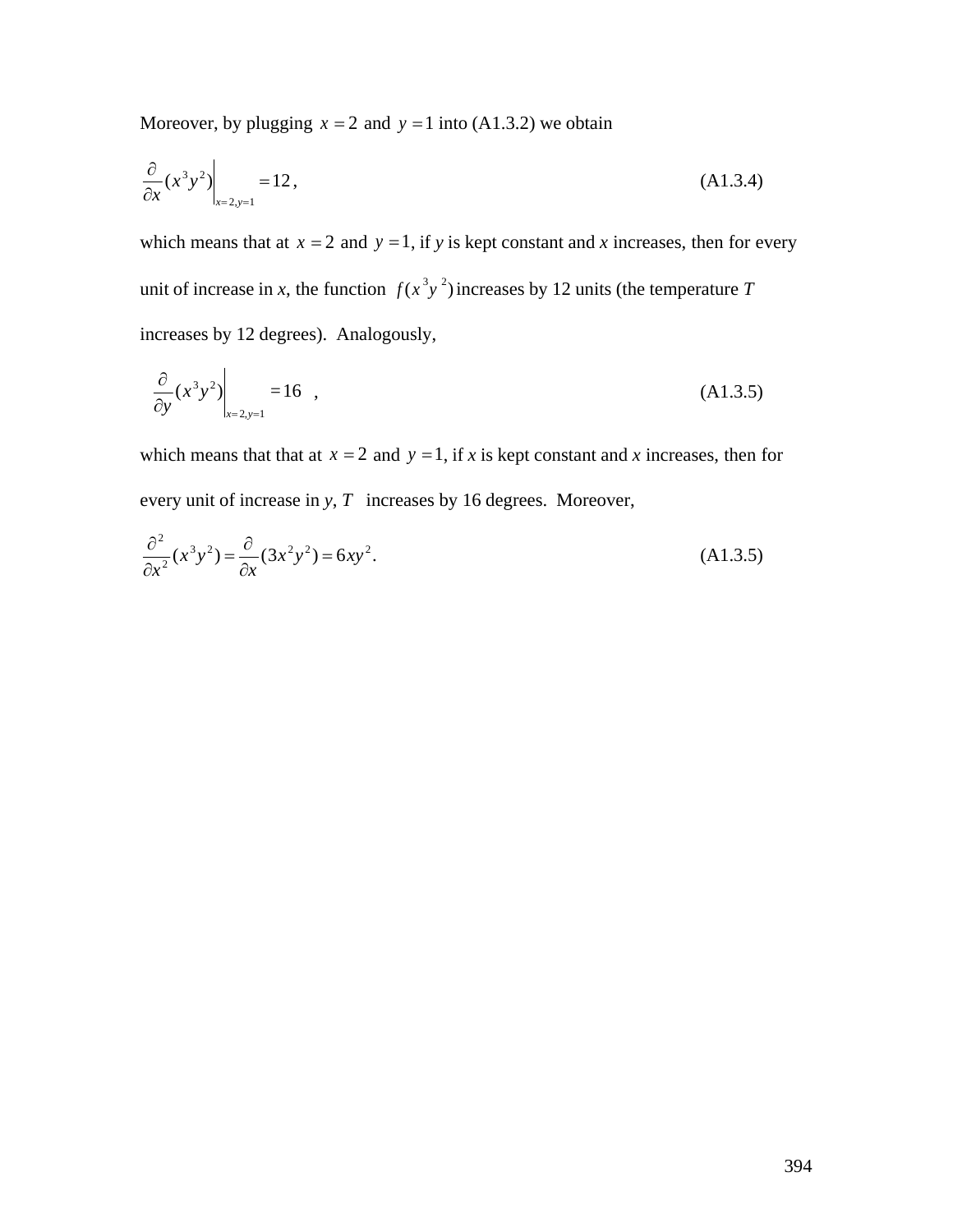Moreover, by plugging $x = 2$ and $y = 1$ into (A1.3.2) we obtain

$$\left.\frac{\partial}{\partial x}(x^3 y^2)\right|_{x=2, y=1} = 12, \tag{A1.3.4}$$

which means that at $x = 2$ and $y = 1$, if *y* is kept constant and *x* increases, then for every unit of increase in *x*, the function $f(x^3 y^2)$ increases by 12 units (the temperature *T* increases by 12 degrees). Analogously,

$$\left.\frac{\partial}{\partial y}(x^3 y^2)\right|_{x=2, y=1} = 16 \quad , \tag{A1.3.5}$$

which means that that at $x = 2$ and $y = 1$, if *x* is kept constant and *x* increases, then for every unit of increase in *y*, $T$ increases by 16 degrees. Moreover,

$$\frac{\partial^2}{\partial x^2}(x^3 y^2) = \frac{\partial}{\partial x}(3x^2 y^2) = 6xy^2. \tag{A1.3.5}$$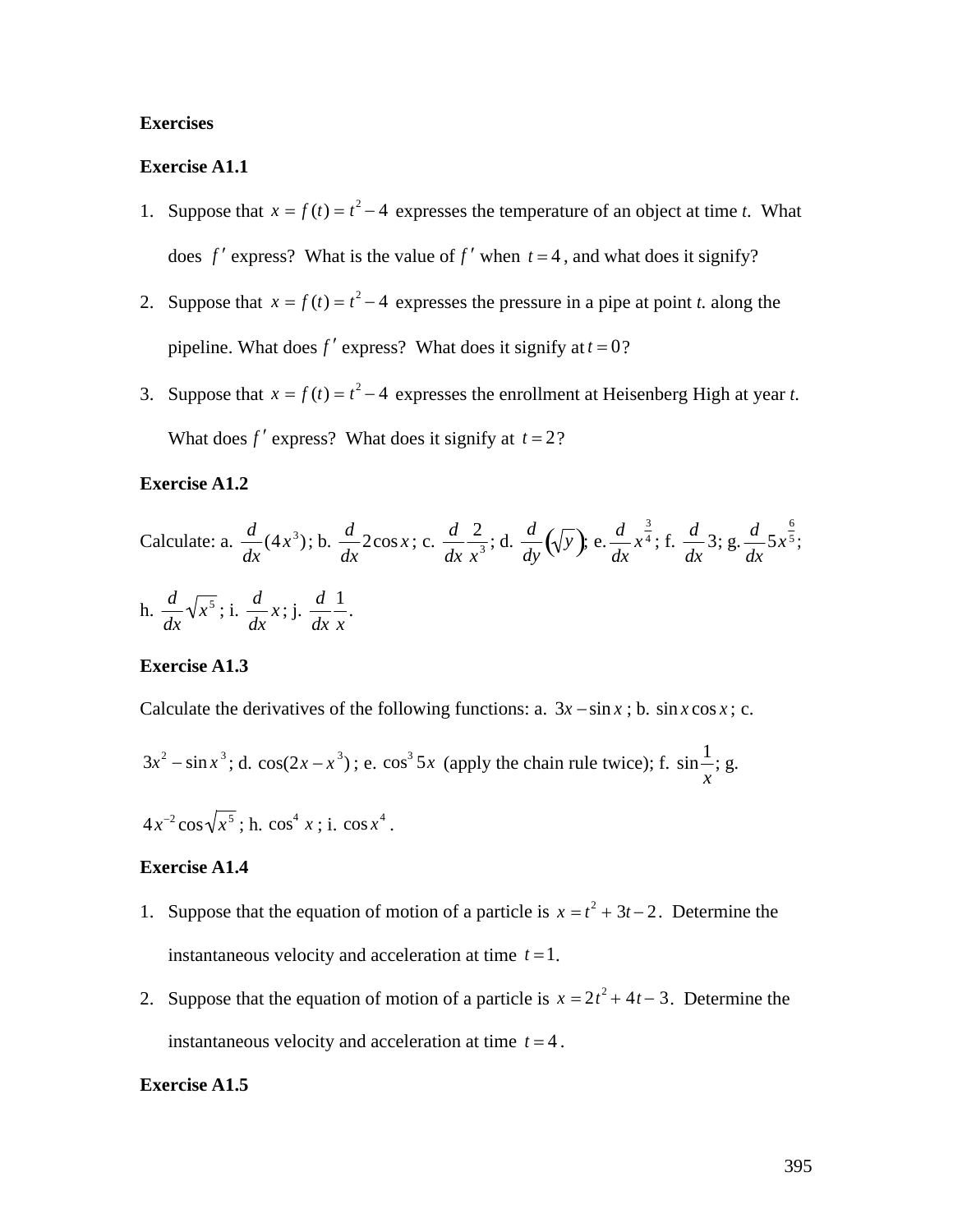**Exercises**

**Exercise A1.1**

1. Suppose that $x = f(t) = t^2 - 4$ expresses the temperature of an object at time *t*. What does $f'$ express? What is the value of $f'$ when $t = 4$, and what does it signify?
2. Suppose that $x = f(t) = t^2 - 4$ expresses the pressure in a pipe at point *t*. along the pipeline. What does $f'$ express? What does it signify at $t = 0$?
3. Suppose that $x = f(t) = t^2 - 4$ expresses the enrollment at Heisenberg High at year *t*. What does $f'$ express? What does it signify at $t = 2$?

**Exercise A1.2**

Calculate: a. $\dfrac{d}{dx}(4x^3)$; b. $\dfrac{d}{dx}2\cos x$; c. $\dfrac{d}{dx}\dfrac{2}{x^3}$; d. $\dfrac{d}{dy}\left(\sqrt{y}\right)$; e. $\dfrac{d}{dx}x^{\frac{3}{4}}$; f. $\dfrac{d}{dx}3$; g. $\dfrac{d}{dx}5x^{\frac{6}{5}}$; h. $\dfrac{d}{dx}\sqrt{x^5}$; i. $\dfrac{d}{dx}x$; j. $\dfrac{d}{dx}\dfrac{1}{x}$.

**Exercise A1.3**

Calculate the derivatives of the following functions: a. $3x - \sin x$; b. $\sin x \cos x$; c. $3x^2 - \sin x^3$; d. $\cos(2x - x^3)$; e. $\cos^3 5x$ (apply the chain rule twice); f. $\sin\dfrac{1}{x}$; g. $4x^{-2}\cos\sqrt{x^5}$; h. $\cos^4 x$; i. $\cos x^4$.

**Exercise A1.4**

1. Suppose that the equation of motion of a particle is $x = t^2 + 3t - 2$. Determine the instantaneous velocity and acceleration at time $t = 1$.
2. Suppose that the equation of motion of a particle is $x = 2t^2 + 4t - 3$. Determine the instantaneous velocity and acceleration at time $t = 4$.

**Exercise A1.5**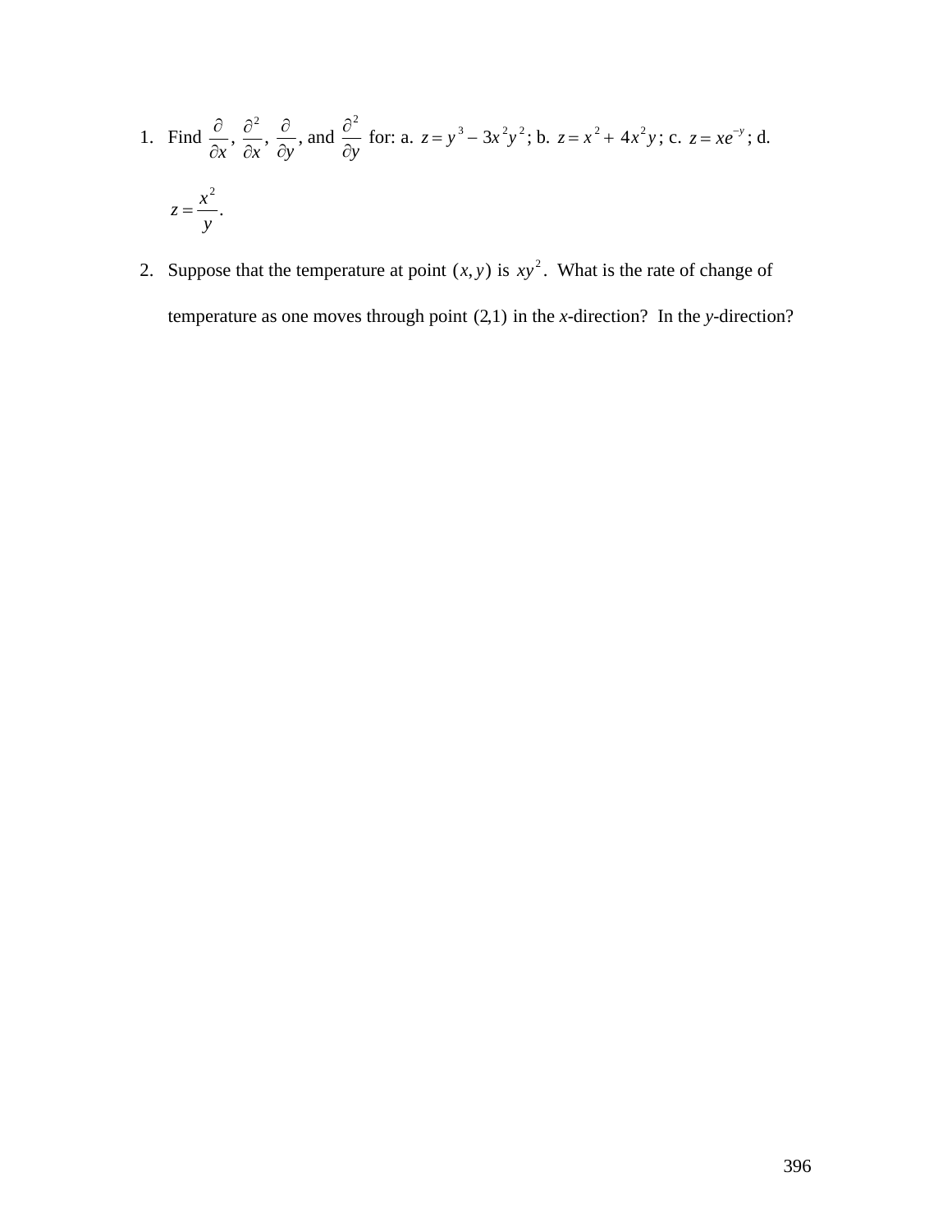1. Find $\frac{\partial}{\partial x}$, $\frac{\partial^2}{\partial x}$, $\frac{\partial}{\partial y}$, and $\frac{\partial^2}{\partial y}$ for: a. $z = y^3 - 3x^2y^2$; b. $z = x^2 + 4x^2y$; c. $z = xe^{-y}$; d. $z = \frac{x^2}{y}$.

2. Suppose that the temperature at point $(x, y)$ is $xy^2$. What is the rate of change of temperature as one moves through point $(2,1)$ in the *x*-direction? In the *y*-direction?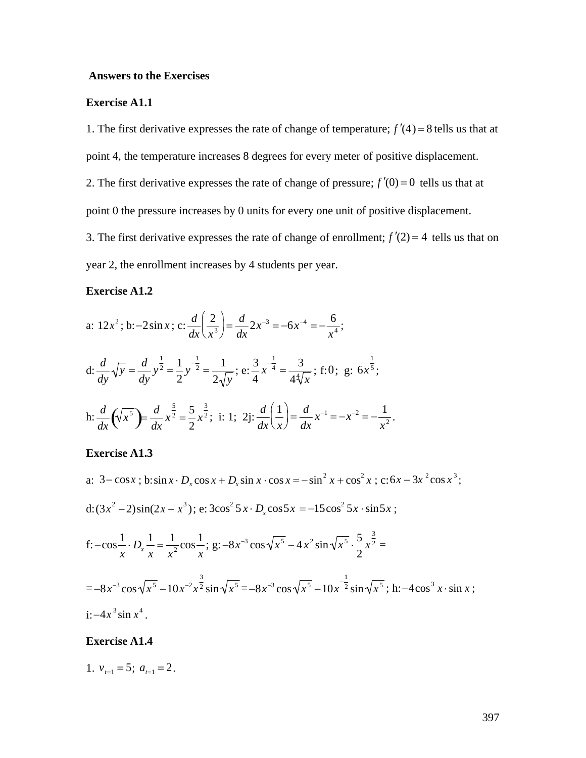**Answers to the Exercises**

**Exercise A1.1**

1. The first derivative expresses the rate of change of temperature; $f'(4) = 8$ tells us that at point 4, the temperature increases 8 degrees for every meter of positive displacement.

2. The first derivative expresses the rate of change of pressure; $f'(0) = 0$ tells us that at point 0 the pressure increases by 0 units for every one unit of positive displacement.

3. The first derivative expresses the rate of change of enrollment; $f'(2) = 4$ tells us that on year 2, the enrollment increases by 4 students per year.

**Exercise A1.2**

a: $12x^2$; b: $-2\sin x$; c: $\frac{d}{dx}\left(\frac{2}{x^3}\right) = \frac{d}{dx}2x^{-3} = -6x^{-4} = -\frac{6}{x^4}$;

d: $\frac{d}{dy}\sqrt{y} = \frac{d}{dy}y^{\frac{1}{2}} = \frac{1}{2}y^{-\frac{1}{2}} = \frac{1}{2\sqrt{y}}$; e: $\frac{3}{4}x^{-\frac{1}{4}} = \frac{3}{4\sqrt[4]{x}}$; f: $0$; g: $6x^{\frac{1}{5}}$;

h: $\frac{d}{dx}\left(\sqrt{x^5}\right) = \frac{d}{dx}x^{\frac{5}{2}} = \frac{5}{2}x^{\frac{3}{2}}$; i: 1; 2j: $\frac{d}{dx}\left(\frac{1}{x}\right) = \frac{d}{dx}x^{-1} = -x^{-2} = -\frac{1}{x^2}$.

**Exercise A1.3**

a: $3 - \cos x$; b: $\sin x \cdot D_x \cos x + D_x \sin x \cdot \cos x = -\sin^2 x + \cos^2 x$; c: $6x - 3x^2 \cos x^3$;

d: $(3x^2 - 2)\sin(2x - x^3)$; e: $3\cos^2 5x \cdot D_x \cos 5x = -15\cos^2 5x \cdot \sin 5x$;

f: $-\cos\frac{1}{x} \cdot D_x \frac{1}{x} = \frac{1}{x^2}\cos\frac{1}{x}$; g: $-8x^{-3}\cos\sqrt{x^5} - 4x^2 \sin\sqrt{x^5} \cdot \frac{5}{2}x^{\frac{3}{2}} =$

$= -8x^{-3}\cos\sqrt{x^5} - 10x^{-2}x^{\frac{3}{2}}\sin\sqrt{x^5} = -8x^{-3}\cos\sqrt{x^5} - 10x^{-\frac{1}{2}}\sin\sqrt{x^5}$; h: $-4\cos^3 x \cdot \sin x$;

i: $-4x^3 \sin x^4$.

**Exercise A1.4**

1. $v_{t=1} = 5$; $a_{t=1} = 2$.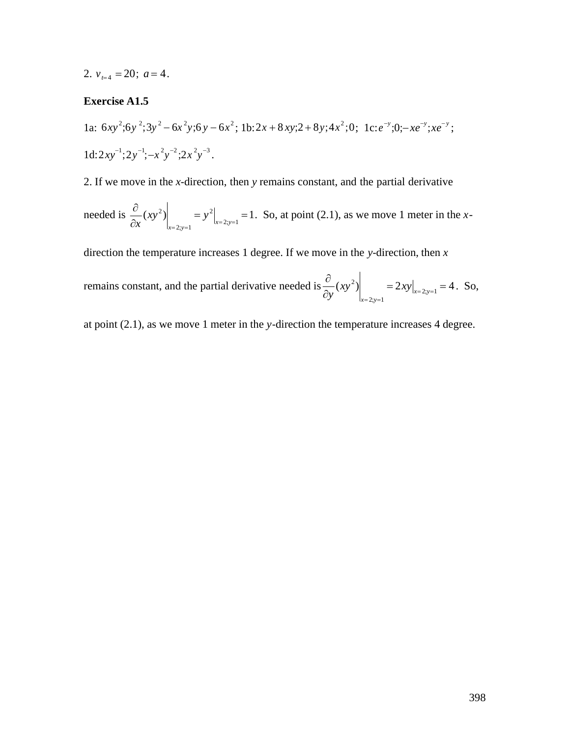2. $v_{t=4} = 20$; $a = 4$.

**Exercise A1.5**

1a: $6xy^2; 6y^2; 3y^2 - 6x^2y; 6y - 6x^2$; 1b: $2x + 8xy; 2 + 8y; 4x^2; 0$; 1c: $e^{-y}; 0; -xe^{-y}; xe^{-y}$;

1d: $2xy^{-1}; 2y^{-1}; -x^2y^{-2}; 2x^2y^{-3}$.

2. If we move in the *x*-direction, then *y* remains constant, and the partial derivative needed is $\left.\frac{\partial}{\partial x}(xy^2)\right|_{x=2;y=1} = \left.y^2\right|_{x=2;y=1} = 1$. So, at point (2.1), as we move 1 meter in the *x*-direction the temperature increases 1 degree. If we move in the *y*-direction, then *x* remains constant, and the partial derivative needed is $\left.\frac{\partial}{\partial y}(xy^2)\right|_{x=2;y=1} = \left.2xy\right|_{x=2;y=1} = 4$. So, at point (2.1), as we move 1 meter in the *y*-direction the temperature increases 4 degree.